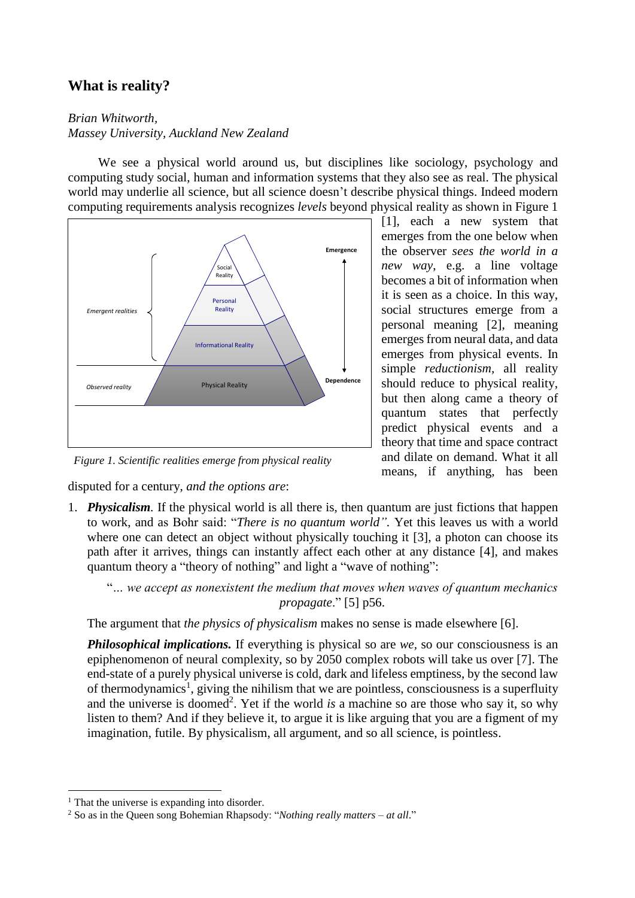# What is reality?

*Brian Whitworth,*
*Massey University, Auckland New Zealand*

We see a physical world around us, but disciplines like sociology, psychology and computing study social, human and information systems that they also see as real. The physical world may underlie all science, but all science doesn't describe physical things. Indeed modern computing requirements analysis recognizes *levels* beyond physical reality as shown in Figure 1 [1], each a new system that emerges from the one below when the observer *sees the world in a new way*, e.g. a line voltage becomes a bit of information when it is seen as a choice. In this way, social structures emerge from a personal meaning [2], meaning emerges from neural data, and data emerges from physical events. In simple *reductionism*, all reality should reduce to physical reality, but then along came a theory of quantum states that perfectly predict physical events and a theory that time and space contract and dilate on demand. What it all means, if anything, has been disputed for a century, *and the options are*:

*Figure 1. Scientific realities emerge from physical reality*

1. ***Physicalism***. If the physical world is all there is, then quantum are just fictions that happen to work, and as Bohr said: "*There is no quantum world"*. Yet this leaves us with a world where one can detect an object without physically touching it [3], a photon can choose its path after it arrives, things can instantly affect each other at any distance [4], and makes quantum theory a "theory of nothing" and light a "wave of nothing":

   "*... we accept as nonexistent the medium that moves when waves of quantum mechanics propagate*." [5] p56.

   The argument that *the physics of physicalism* makes no sense is made elsewhere [6].

   ***Philosophical implications.*** If everything is physical so are *we,* so our consciousness is an epiphenomenon of neural complexity, so by 2050 complex robots will take us over [7]. The end-state of a purely physical universe is cold, dark and lifeless emptiness, by the second law of thermodynamics[1], giving the nihilism that we are pointless, consciousness is a superfluity and the universe is doomed[2]. Yet if the world *is* a machine so are those who say it, so why listen to them? And if they believe it, to argue it is like arguing that you are a figment of my imagination, futile. By physicalism, all argument, and so all science, is pointless.

---

[1] That the universe is expanding into disorder.

[2] So as in the Queen song Bohemian Rhapsody: "*Nothing really matters – at all*."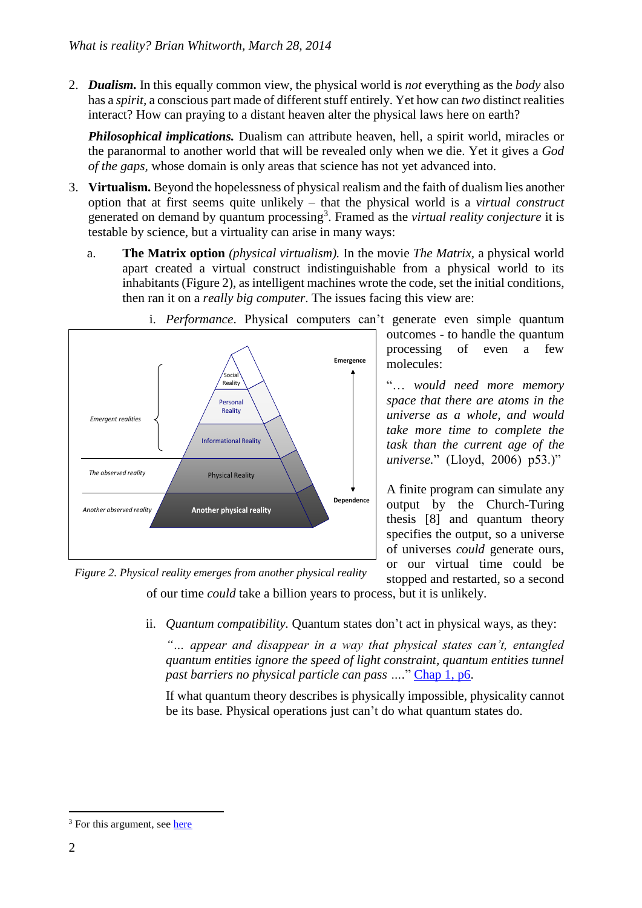2. ***Dualism.*** In this equally common view, the physical world is *not* everything as the *body* also has a *spirit*, a conscious part made of different stuff entirely. Yet how can *two* distinct realities interact? How can praying to a distant heaven alter the physical laws here on earth?

   ***Philosophical implications.*** Dualism can attribute heaven, hell, a spirit world, miracles or the paranormal to another world that will be revealed only when we die. Yet it gives a *God of the gaps*, whose domain is only areas that science has not yet advanced into.

3. **Virtualism.** Beyond the hopelessness of physical realism and the faith of dualism lies another option that at first seems quite unlikely – that the physical world is a *virtual construct* generated on demand by quantum processing[3]. Framed as the *virtual reality conjecture* it is testable by science, but a virtuality can arise in many ways:

   a. **The Matrix option** *(physical virtualism).* In the movie *The Matrix*, a physical world apart created a virtual construct indistinguishable from a physical world to its inhabitants (Figure 2), as intelligent machines wrote the code, set the initial conditions, then ran it on a *really big computer*. The issues facing this view are:

      i. *Performance*. Physical computers can't generate even simple quantum outcomes - to handle the quantum processing of even a few molecules:

      "… *would need more memory space that there are atoms in the universe as a whole, and would take more time to complete the task than the current age of the universe.*" (Lloyd, 2006) p53.)"

      A finite program can simulate any output by the Church-Turing thesis [8] and quantum theory specifies the output, so a universe of universes *could* generate ours, or our virtual time could be stopped and restarted, so a second of our time *could* take a billion years to process, but it is unlikely.

*Figure 2. Physical reality emerges from another physical reality*

      ii. *Quantum compatibility*. Quantum states don't act in physical ways, as they:

      *"… appear and disappear in a way that physical states can't, entangled quantum entities ignore the speed of light constraint, quantum entities tunnel past barriers no physical particle can pass ….*" Chap 1, p6.

      If what quantum theory describes is physically impossible, physicality cannot be its base. Physical operations just can't do what quantum states do.

[3] For this argument, see here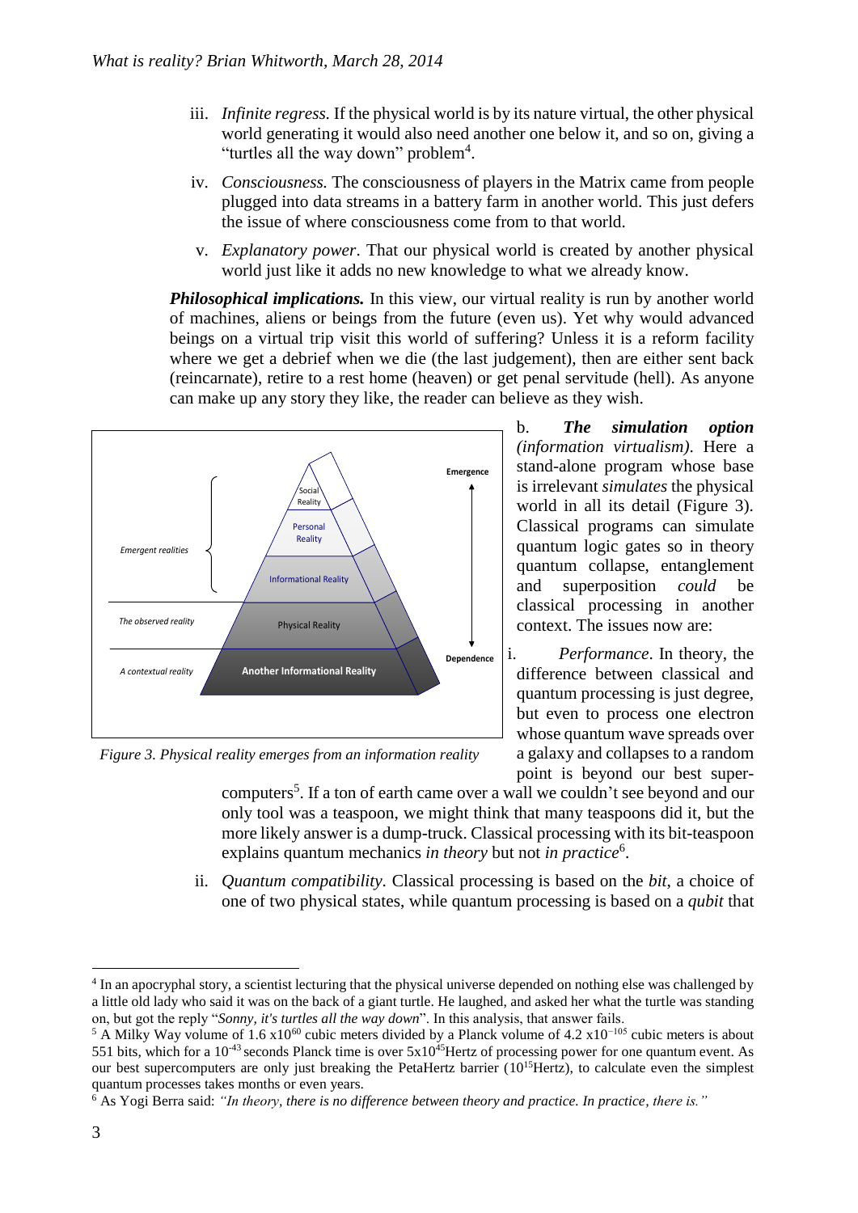iii. *Infinite regress.* If the physical world is by its nature virtual, the other physical world generating it would also need another one below it, and so on, giving a "turtles all the way down" problem[4].

iv. *Consciousness.* The consciousness of players in the Matrix came from people plugged into data streams in a battery farm in another world. This just defers the issue of where consciousness come from to that world.

v. *Explanatory power*. That our physical world is created by another physical world just like it adds no new knowledge to what we already know.

***Philosophical implications.*** In this view, our virtual reality is run by another world of machines, aliens or beings from the future (even us). Yet why would advanced beings on a virtual trip visit this world of suffering? Unless it is a reform facility where we get a debrief when we die (the last judgement), then are either sent back (reincarnate), retire to a rest home (heaven) or get penal servitude (hell). As anyone can make up any story they like, the reader can believe as they wish.

*Figure 3. Physical reality emerges from an information reality*

b. ***The simulation option*** *(information virtualism)*. Here a stand-alone program whose base is irrelevant *simulates* the physical world in all its detail (Figure 3). Classical programs can simulate quantum logic gates so in theory quantum collapse, entanglement and superposition *could* be classical processing in another context. The issues now are:

i. *Performance*. In theory, the difference between classical and quantum processing is just degree, but even to process one electron whose quantum wave spreads over a galaxy and collapses to a random point is beyond our best super-computers[5]. If a ton of earth came over a wall we couldn't see beyond and our only tool was a teaspoon, we might think that many teaspoons did it, but the more likely answer is a dump-truck. Classical processing with its bit-teaspoon explains quantum mechanics *in theory* but not *in practice*[6].

ii. *Quantum compatibility.* Classical processing is based on the *bit*, a choice of one of two physical states, while quantum processing is based on a *qubit* that

---

[4] In an apocryphal story, a scientist lecturing that the physical universe depended on nothing else was challenged by a little old lady who said it was on the back of a giant turtle. He laughed, and asked her what the turtle was standing on, but got the reply "*Sonny, it's turtles all the way down*". In this analysis, that answer fails.

[5] A Milky Way volume of $1.6 \times 10^{60}$ cubic meters divided by a Planck volume of $4.2 \times 10^{-105}$ cubic meters is about 551 bits, which for a $10^{-43}$ seconds Planck time is over $5 \times 10^{45}$Hertz of processing power for one quantum event. As our best supercomputers are only just breaking the PetaHertz barrier ($10^{15}$Hertz), to calculate even the simplest quantum processes takes months or even years.

[6] As Yogi Berra said: *"In theory, there is no difference between theory and practice. In practice, there is."*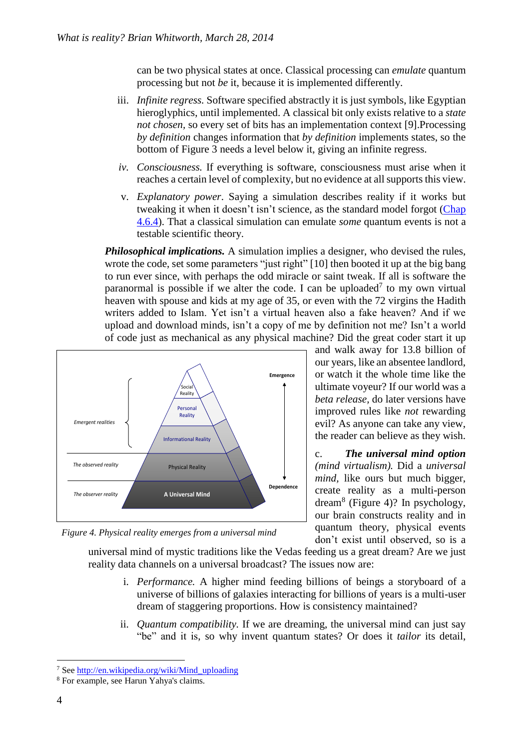can be two physical states at once. Classical processing can *emulate* quantum processing but not *be* it, because it is implemented differently.

iii. *Infinite regress.* Software specified abstractly it is just symbols, like Egyptian hieroglyphics, until implemented. A classical bit only exists relative to a *state not chosen*, so every set of bits has an implementation context [9].Processing *by definition* changes information that *by definition* implements states, so the bottom of Figure 3 needs a level below it, giving an infinite regress.

iv. *Consciousness.* If everything is software, consciousness must arise when it reaches a certain level of complexity, but no evidence at all supports this view.

v. *Explanatory power*. Saying a simulation describes reality if it works but tweaking it when it doesn't isn't science, as the standard model forgot (Chap 4.6.4). That a classical simulation can emulate *some* quantum events is not a testable scientific theory.

***Philosophical implications.*** A simulation implies a designer, who devised the rules, wrote the code, set some parameters "just right" [10] then booted it up at the big bang to run ever since, with perhaps the odd miracle or saint tweak. If all is software the paranormal is possible if we alter the code. I can be uploaded[7] to my own virtual heaven with spouse and kids at my age of 35, or even with the 72 virgins the Hadith writers added to Islam. Yet isn't a virtual heaven also a fake heaven? And if we upload and download minds, isn't a copy of me by definition not me? Isn't a world of code just as mechanical as any physical machine? Did the great coder start it up and walk away for 13.8 billion of our years, like an absentee landlord, or watch it the whole time like the ultimate voyeur? If our world was a *beta release*, do later versions have improved rules like *not* rewarding evil? As anyone can take any view, the reader can believe as they wish.

Figure 4. Physical reality emerges from a universal mind

c. ***The universal mind option*** *(mind virtualism).* Did a *universal mind*, like ours but much bigger, create reality as a multi-person dream[8] (Figure 4)? In psychology, our brain constructs reality and in quantum theory, physical events don't exist until observed, so is a universal mind of mystic traditions like the Vedas feeding us a great dream? Are we just reality data channels on a universal broadcast? The issues now are:

i. *Performance.* A higher mind feeding billions of beings a storyboard of a universe of billions of galaxies interacting for billions of years is a multi-user dream of staggering proportions. How is consistency maintained?

ii. *Quantum compatibility.* If we are dreaming, the universal mind can just say "be" and it is, so why invent quantum states? Or does it *tailor* its detail,

---

[7] See http://en.wikipedia.org/wiki/Mind_uploading

[8] For example, see Harun Yahya's claims.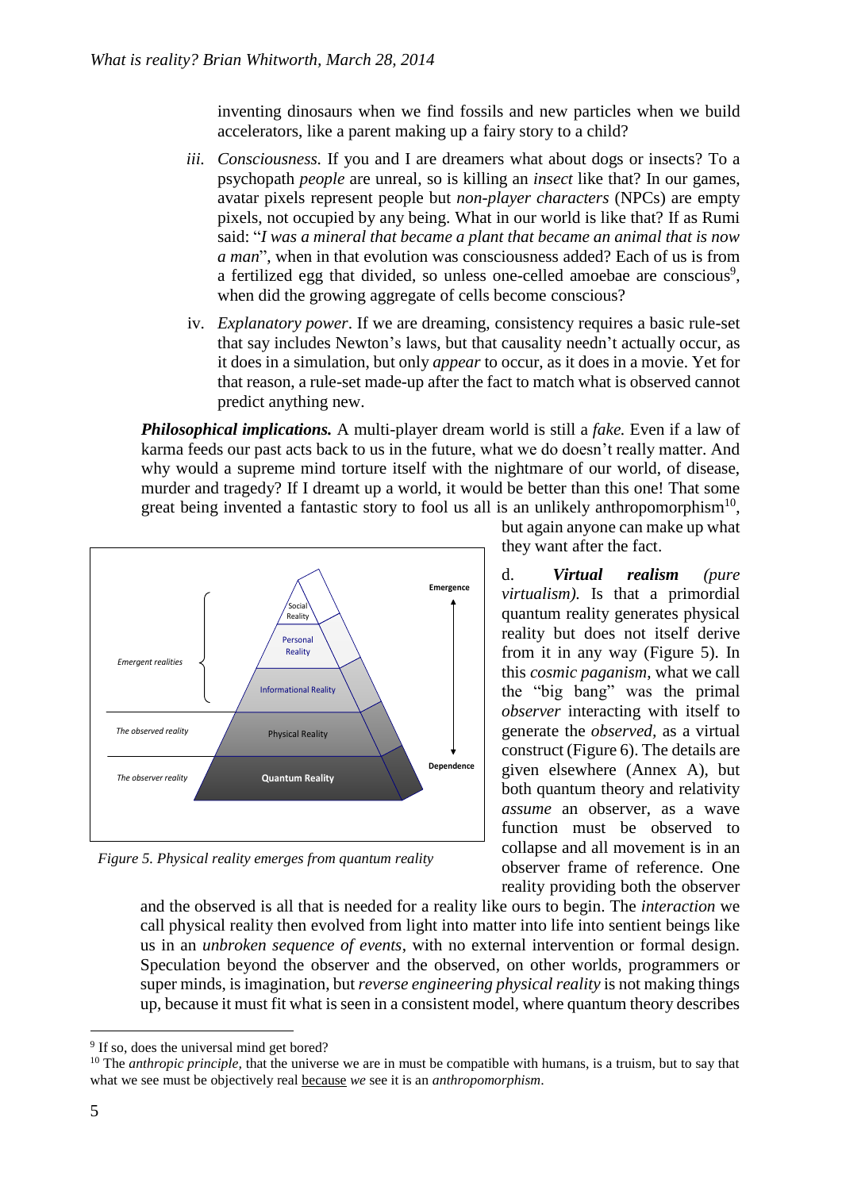inventing dinosaurs when we find fossils and new particles when we build accelerators, like a parent making up a fairy story to a child?

iii. *Consciousness.* If you and I are dreamers what about dogs or insects? To a psychopath *people* are unreal, so is killing an *insect* like that? In our games, avatar pixels represent people but *non-player characters* (NPCs) are empty pixels, not occupied by any being. What in our world is like that? If as Rumi said: "*I was a mineral that became a plant that became an animal that is now a man*", when in that evolution was consciousness added? Each of us is from a fertilized egg that divided, so unless one-celled amoebae are conscious[9], when did the growing aggregate of cells become conscious?

iv. *Explanatory power*. If we are dreaming, consistency requires a basic rule-set that say includes Newton's laws, but that causality needn't actually occur, as it does in a simulation, but only *appear* to occur, as it does in a movie. Yet for that reason, a rule-set made-up after the fact to match what is observed cannot predict anything new.

***Philosophical implications.*** A multi-player dream world is still a *fake.* Even if a law of karma feeds our past acts back to us in the future, what we do doesn't really matter. And why would a supreme mind torture itself with the nightmare of our world, of disease, murder and tragedy? If I dreamt up a world, it would be better than this one! That some great being invented a fantastic story to fool us all is an unlikely anthropomorphism[10], but again anyone can make up what they want after the fact.

Figure 5. Physical reality emerges from quantum reality

d. ***Virtual realism*** *(pure virtualism).* Is that a primordial quantum reality generates physical reality but does not itself derive from it in any way (Figure 5). In this *cosmic paganism*, what we call the "big bang" was the primal *observer* interacting with itself to generate the *observed*, as a virtual construct (Figure 6). The details are given elsewhere (Annex A), but both quantum theory and relativity *assume* an observer, as a wave function must be observed to collapse and all movement is in an observer frame of reference. One reality providing both the observer and the observed is all that is needed for a reality like ours to begin. The *interaction* we call physical reality then evolved from light into matter into life into sentient beings like us in an *unbroken sequence of events*, with no external intervention or formal design. Speculation beyond the observer and the observed, on other worlds, programmers or super minds, is imagination, but *reverse engineering physical reality* is not making things up, because it must fit what is seen in a consistent model, where quantum theory describes

---

[9] If so, does the universal mind get bored?

[10] The *anthropic principle,* that the universe we are in must be compatible with humans, is a truism, but to say that what we see must be objectively real because *we* see it is an *anthropomorphism*.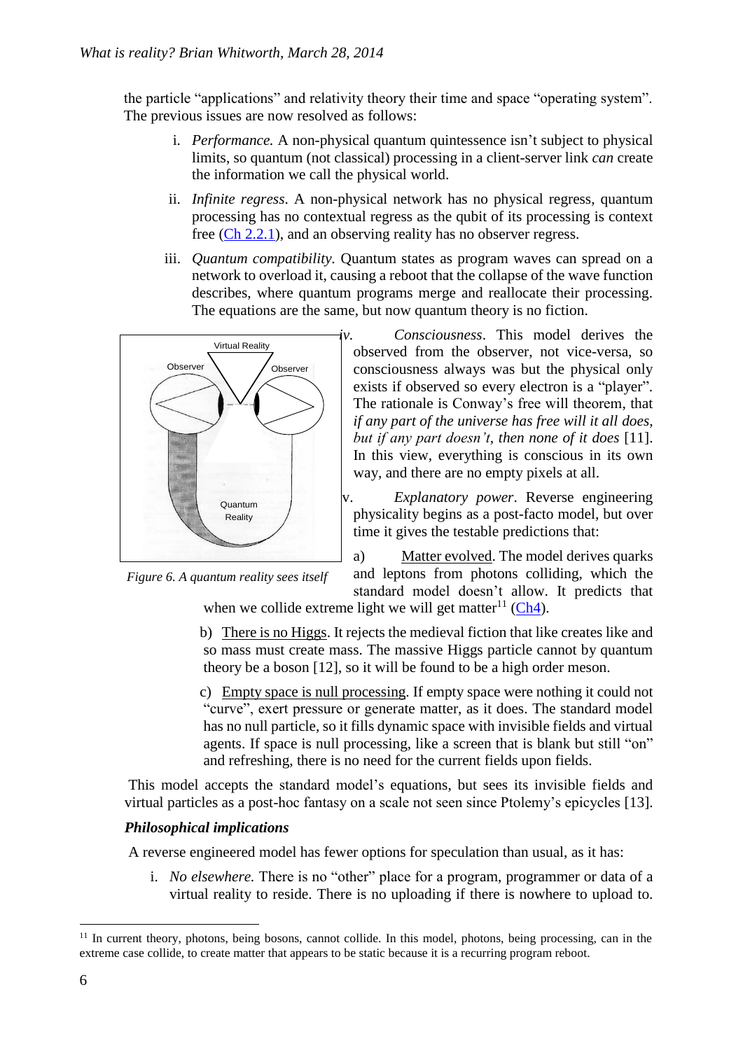the particle "applications" and relativity theory their time and space "operating system". The previous issues are now resolved as follows:

i. *Performance.* A non-physical quantum quintessence isn't subject to physical limits, so quantum (not classical) processing in a client-server link *can* create the information we call the physical world.

ii. *Infinite regress*. A non-physical network has no physical regress, quantum processing has no contextual regress as the qubit of its processing is context free (Ch 2.2.1), and an observing reality has no observer regress.

iii. *Quantum compatibility.* Quantum states as program waves can spread on a network to overload it, causing a reboot that the collapse of the wave function describes, where quantum programs merge and reallocate their processing. The equations are the same, but now quantum theory is no fiction.

iv. *Consciousness*. This model derives the observed from the observer, not vice-versa, so consciousness always was but the physical only exists if observed so every electron is a "player". The rationale is Conway's free will theorem, that *if any part of the universe has free will it all does, but if any part doesn't, then none of it does* [11]. In this view, everything is conscious in its own way, and there are no empty pixels at all.

v. *Explanatory power*. Reverse engineering physicality begins as a post-facto model, but over time it gives the testable predictions that:

a) Matter evolved. The model derives quarks and leptons from photons colliding, which the standard model doesn't allow. It predicts that when we collide extreme light we will get matter[11] (Ch4).

b) There is no Higgs. It rejects the medieval fiction that like creates like and so mass must create mass. The massive Higgs particle cannot by quantum theory be a boson [12], so it will be found to be a high order meson.

c) Empty space is null processing. If empty space were nothing it could not "curve", exert pressure or generate matter, as it does. The standard model has no null particle, so it fills dynamic space with invisible fields and virtual agents. If space is null processing, like a screen that is blank but still "on" and refreshing, there is no need for the current fields upon fields.

Virtual Reality

Observer

Observer

Quantum Reality

*Figure 6. A quantum reality sees itself*

This model accepts the standard model's equations, but sees its invisible fields and virtual particles as a post-hoc fantasy on a scale not seen since Ptolemy's epicycles [13].

### *Philosophical implications*

A reverse engineered model has fewer options for speculation than usual, as it has:

i. *No elsewhere.* There is no "other" place for a program, programmer or data of a virtual reality to reside. There is no uploading if there is nowhere to upload to.

[11] In current theory, photons, being bosons, cannot collide. In this model, photons, being processing, can in the extreme case collide, to create matter that appears to be static because it is a recurring program reboot.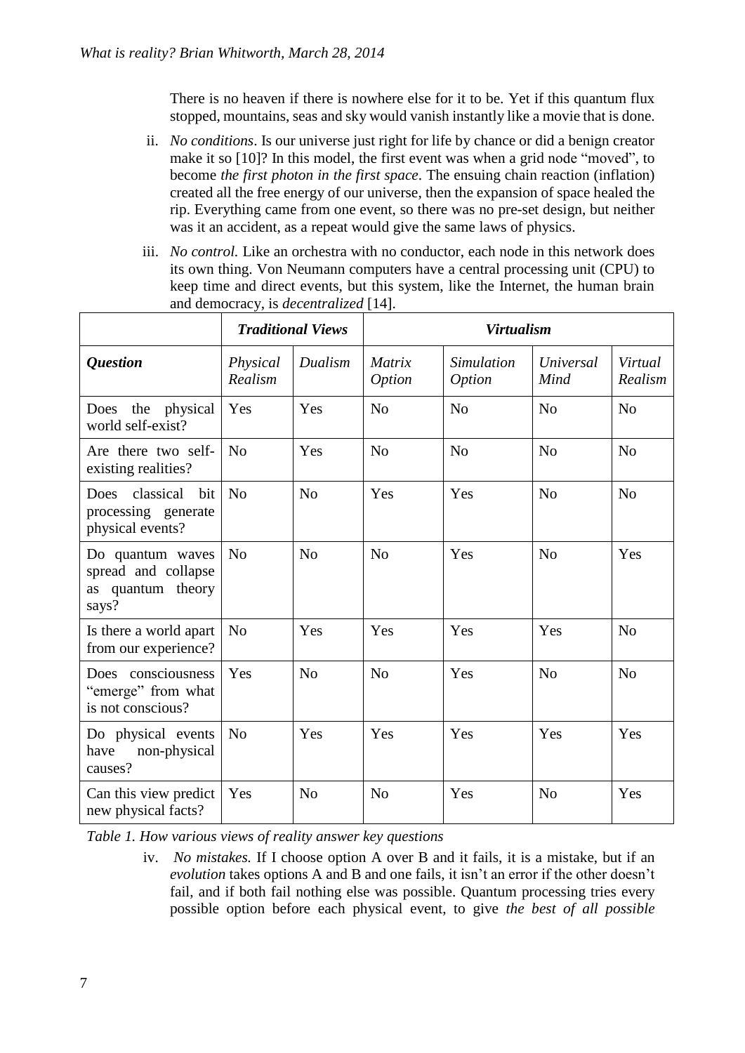There is no heaven if there is nowhere else for it to be. Yet if this quantum flux stopped, mountains, seas and sky would vanish instantly like a movie that is done.

ii. *No conditions*. Is our universe just right for life by chance or did a benign creator make it so [10]? In this model, the first event was when a grid node "moved", to become *the first photon in the first space*. The ensuing chain reaction (inflation) created all the free energy of our universe, then the expansion of space healed the rip. Everything came from one event, so there was no pre-set design, but neither was it an accident, as a repeat would give the same laws of physics.

iii. *No control.* Like an orchestra with no conductor, each node in this network does its own thing. Von Neumann computers have a central processing unit (CPU) to keep time and direct events, but this system, like the Internet, the human brain and democracy, is *decentralized* [14].

| | ***Traditional Views*** | | ***Virtualism*** | | | |
|---|---|---|---|---|---|---|
| ***Question*** | *Physical Realism* | *Dualism* | *Matrix Option* | *Simulation Option* | *Universal Mind* | *Virtual Realism* |
| Does the physical world self-exist? | Yes | Yes | No | No | No | No |
| Are there two self-existing realities? | No | Yes | No | No | No | No |
| Does classical bit processing generate physical events? | No | No | Yes | Yes | No | No |
| Do quantum waves spread and collapse as quantum theory says? | No | No | No | Yes | No | Yes |
| Is there a world apart from our experience? | No | Yes | Yes | Yes | Yes | No |
| Does consciousness "emerge" from what is not conscious? | Yes | No | No | Yes | No | No |
| Do physical events have non-physical causes? | No | Yes | Yes | Yes | Yes | Yes |
| Can this view predict new physical facts? | Yes | No | No | Yes | No | Yes |

*Table 1. How various views of reality answer key questions*

iv. *No mistakes.* If I choose option A over B and it fails, it is a mistake, but if an *evolution* takes options A and B and one fails, it isn't an error if the other doesn't fail, and if both fail nothing else was possible. Quantum processing tries every possible option before each physical event, to give *the best of all possible*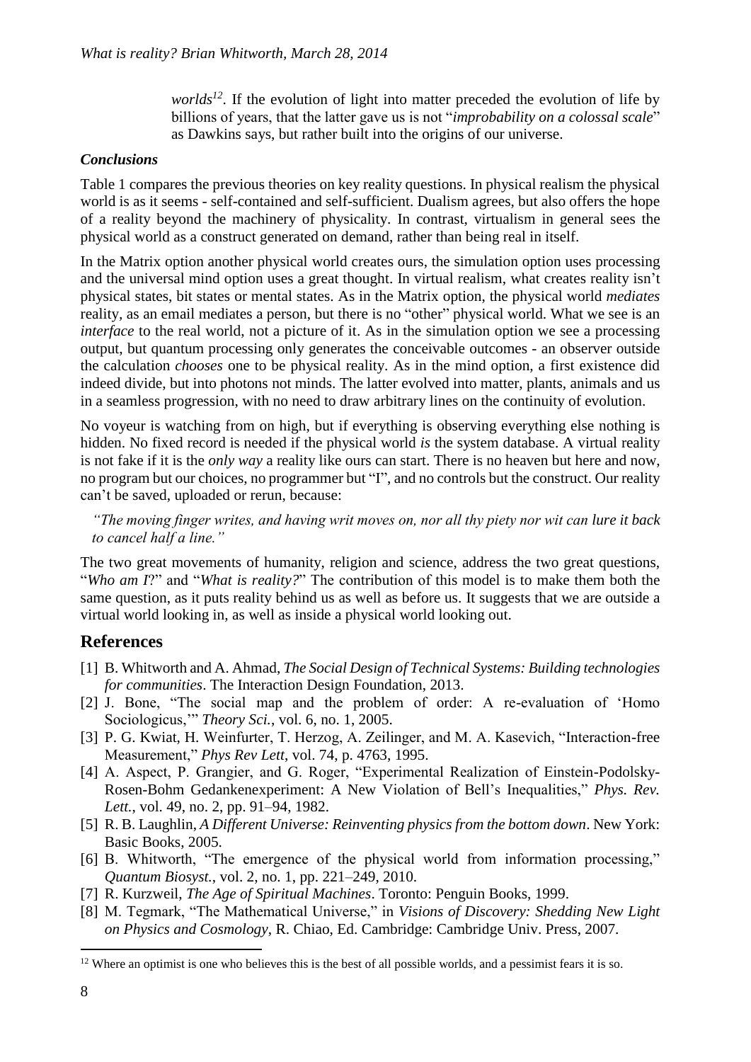*worlds*[12]. If the evolution of light into matter preceded the evolution of life by billions of years, that the latter gave us is not "*improbability on a colossal scale*" as Dawkins says, but rather built into the origins of our universe.

### *Conclusions*

Table 1 compares the previous theories on key reality questions. In physical realism the physical world is as it seems - self-contained and self-sufficient. Dualism agrees, but also offers the hope of a reality beyond the machinery of physicality. In contrast, virtualism in general sees the physical world as a construct generated on demand, rather than being real in itself.

In the Matrix option another physical world creates ours, the simulation option uses processing and the universal mind option uses a great thought. In virtual realism, what creates reality isn't physical states, bit states or mental states. As in the Matrix option, the physical world *mediates* reality, as an email mediates a person, but there is no "other" physical world. What we see is an *interface* to the real world, not a picture of it. As in the simulation option we see a processing output, but quantum processing only generates the conceivable outcomes - an observer outside the calculation *chooses* one to be physical reality. As in the mind option, a first existence did indeed divide, but into photons not minds. The latter evolved into matter, plants, animals and us in a seamless progression, with no need to draw arbitrary lines on the continuity of evolution.

No voyeur is watching from on high, but if everything is observing everything else nothing is hidden. No fixed record is needed if the physical world *is* the system database. A virtual reality is not fake if it is the *only way* a reality like ours can start. There is no heaven but here and now, no program but our choices, no programmer but "I", and no controls but the construct. Our reality can't be saved, uploaded or rerun, because:

> *"The moving finger writes, and having writ moves on, nor all thy piety nor wit can lure it back to cancel half a line."*

The two great movements of humanity, religion and science, address the two great questions, "*Who am I*?" and "*What is reality?*" The contribution of this model is to make them both the same question, as it puts reality behind us as well as before us. It suggests that we are outside a virtual world looking in, as well as inside a physical world looking out.

## References

[1] B. Whitworth and A. Ahmad, *The Social Design of Technical Systems: Building technologies for communities*. The Interaction Design Foundation, 2013.

[2] J. Bone, "The social map and the problem of order: A re-evaluation of 'Homo Sociologicus,'" *Theory Sci.*, vol. 6, no. 1, 2005.

[3] P. G. Kwiat, H. Weinfurter, T. Herzog, A. Zeilinger, and M. A. Kasevich, "Interaction-free Measurement," *Phys Rev Lett*, vol. 74, p. 4763, 1995.

[4] A. Aspect, P. Grangier, and G. Roger, "Experimental Realization of Einstein-Podolsky-Rosen-Bohm Gedankenexperiment: A New Violation of Bell's Inequalities," *Phys. Rev. Lett.*, vol. 49, no. 2, pp. 91–94, 1982.

[5] R. B. Laughlin, *A Different Universe: Reinventing physics from the bottom down*. New York: Basic Books, 2005.

[6] B. Whitworth, "The emergence of the physical world from information processing," *Quantum Biosyst.*, vol. 2, no. 1, pp. 221–249, 2010.

[7] R. Kurzweil, *The Age of Spiritual Machines*. Toronto: Penguin Books, 1999.

[8] M. Tegmark, "The Mathematical Universe," in *Visions of Discovery: Shedding New Light on Physics and Cosmology*, R. Chiao, Ed. Cambridge: Cambridge Univ. Press, 2007.

---

[12] Where an optimist is one who believes this is the best of all possible worlds, and a pessimist fears it is so.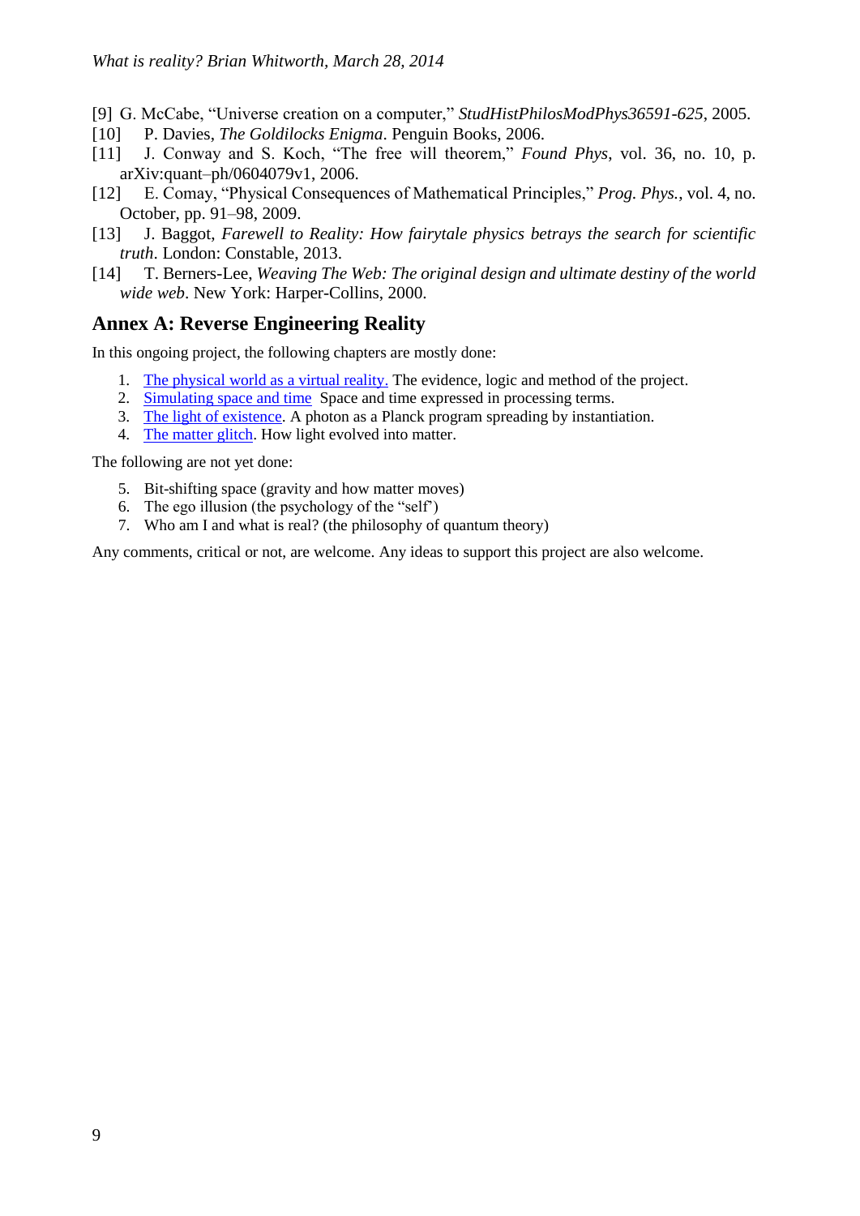[9] G. McCabe, "Universe creation on a computer," *StudHistPhilosModPhys36591-625*, 2005.

[10] P. Davies, *The Goldilocks Enigma*. Penguin Books, 2006.

[11] J. Conway and S. Koch, "The free will theorem," *Found Phys*, vol. 36, no. 10, p. arXiv:quant–ph/0604079v1, 2006.

[12] E. Comay, "Physical Consequences of Mathematical Principles," *Prog. Phys.*, vol. 4, no. October, pp. 91–98, 2009.

[13] J. Baggot, *Farewell to Reality: How fairytale physics betrays the search for scientific truth*. London: Constable, 2013.

[14] T. Berners-Lee, *Weaving The Web: The original design and ultimate destiny of the world wide web*. New York: Harper-Collins, 2000.

## Annex A: Reverse Engineering Reality

In this ongoing project, the following chapters are mostly done:

1. The physical world as a virtual reality. The evidence, logic and method of the project.
2. Simulating space and time Space and time expressed in processing terms.
3. The light of existence. A photon as a Planck program spreading by instantiation.
4. The matter glitch. How light evolved into matter.

The following are not yet done:

5. Bit-shifting space (gravity and how matter moves)
6. The ego illusion (the psychology of the "self")
7. Who am I and what is real? (the philosophy of quantum theory)

Any comments, critical or not, are welcome. Any ideas to support this project are also welcome.